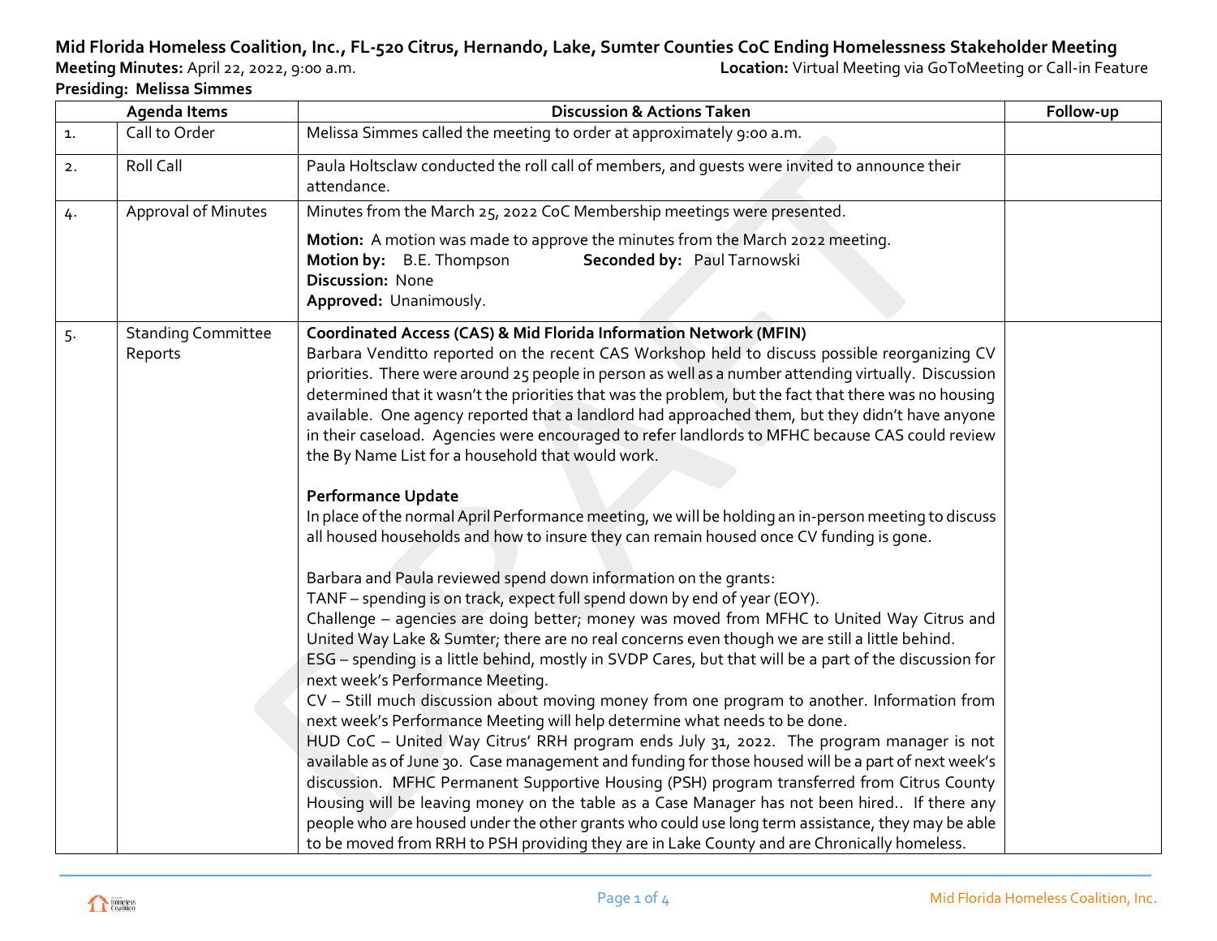# Mid Florida Homeless Coalition, Inc., FL-520 Citrus, Hernando, Lake, Sumter Counties CoC Ending Homelessness Stakeholder Meeting

**Meeting Minutes:** April 22, 2022, 9:00 a.m. **Location:** Virtual Meeting via GoToMeeting or Call-in Feature

**Presiding: Melissa Simmes**

| | Agenda Items | Discussion & Actions Taken | Follow-up |
|---|---|---|---|
| 1. | Call to Order | Melissa Simmes called the meeting to order at approximately 9:00 a.m. | |
| 2. | Roll Call | Paula Holtsclaw conducted the roll call of members, and guests were invited to announce their attendance. | |
| 4. | Approval of Minutes | Minutes from the March 25, 2022 CoC Membership meetings were presented.<br><br>**Motion:** A motion was made to approve the minutes from the March 2022 meeting.<br>**Motion by:** B.E. Thompson **Seconded by:** Paul Tarnowski<br>**Discussion:** None<br>**Approved:** Unanimously. | |
| 5. | Standing Committee Reports | **Coordinated Access (CAS) & Mid Florida Information Network (MFIN)**<br>Barbara Venditto reported on the recent CAS Workshop held to discuss possible reorganizing CV priorities. There were around 25 people in person as well as a number attending virtually. Discussion determined that it wasn't the priorities that was the problem, but the fact that there was no housing available. One agency reported that a landlord had approached them, but they didn't have anyone in their caseload. Agencies were encouraged to refer landlords to MFHC because CAS could review the By Name List for a household that would work.<br><br>**Performance Update**<br>In place of the normal April Performance meeting, we will be holding an in-person meeting to discuss all housed households and how to insure they can remain housed once CV funding is gone.<br><br>Barbara and Paula reviewed spend down information on the grants:<br>TANF – spending is on track, expect full spend down by end of year (EOY).<br>Challenge – agencies are doing better; money was moved from MFHC to United Way Citrus and United Way Lake & Sumter; there are no real concerns even though we are still a little behind.<br>ESG – spending is a little behind, mostly in SVDP Cares, but that will be a part of the discussion for next week's Performance Meeting.<br>CV – Still much discussion about moving money from one program to another. Information from next week's Performance Meeting will help determine what needs to be done.<br>HUD CoC – United Way Citrus' RRH program ends July 31, 2022. The program manager is not available as of June 30. Case management and funding for those housed will be a part of next week's discussion. MFHC Permanent Supportive Housing (PSH) program transferred from Citrus County Housing will be leaving money on the table as a Case Manager has not been hired.. If there any people who are housed under the other grants who could use long term assistance, they may be able to be moved from RRH to PSH providing they are in Lake County and are Chronically homeless. | |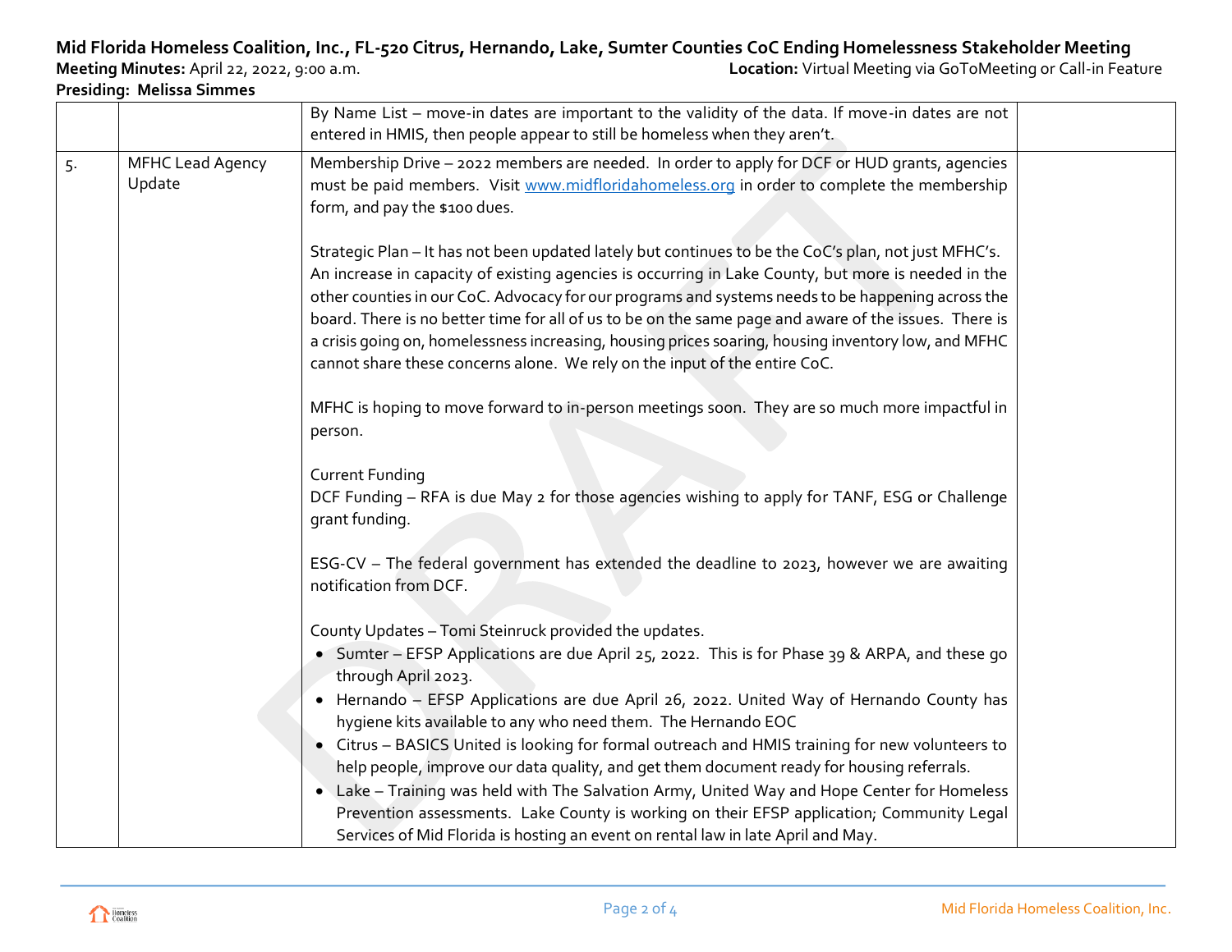**Mid Florida Homeless Coalition, Inc., FL-520 Citrus, Hernando, Lake, Sumter Counties CoC Ending Homelessness Stakeholder Meeting**

**Meeting Minutes:** April 22, 2022, 9:00 a.m. **Location:** Virtual Meeting via GoToMeeting or Call-in Feature

**Presiding: Melissa Simmes**

| | | | |
|---|---|---|---|
| | | By Name List – move-in dates are important to the validity of the data. If move-in dates are not entered in HMIS, then people appear to still be homeless when they aren't. | |
| 5. | MFHC Lead Agency Update | Membership Drive – 2022 members are needed. In order to apply for DCF or HUD grants, agencies must be paid members. Visit www.midfloridahomeless.org in order to complete the membership form, and pay the $100 dues.<br><br>Strategic Plan – It has not been updated lately but continues to be the CoC's plan, not just MFHC's. An increase in capacity of existing agencies is occurring in Lake County, but more is needed in the other counties in our CoC. Advocacy for our programs and systems needs to be happening across the board. There is no better time for all of us to be on the same page and aware of the issues. There is a crisis going on, homelessness increasing, housing prices soaring, housing inventory low, and MFHC cannot share these concerns alone. We rely on the input of the entire CoC.<br><br>MFHC is hoping to move forward to in-person meetings soon. They are so much more impactful in person.<br><br>Current Funding<br>DCF Funding – RFA is due May 2 for those agencies wishing to apply for TANF, ESG or Challenge grant funding.<br><br>ESG-CV – The federal government has extended the deadline to 2023, however we are awaiting notification from DCF.<br><br>County Updates – Tomi Steinruck provided the updates.<br>• Sumter – EFSP Applications are due April 25, 2022. This is for Phase 39 & ARPA, and these go through April 2023.<br>• Hernando – EFSP Applications are due April 26, 2022. United Way of Hernando County has hygiene kits available to any who need them. The Hernando EOC<br>• Citrus – BASICS United is looking for formal outreach and HMIS training for new volunteers to help people, improve our data quality, and get them document ready for housing referrals.<br>• Lake – Training was held with The Salvation Army, United Way and Hope Center for Homeless Prevention assessments. Lake County is working on their EFSP application; Community Legal Services of Mid Florida is hosting an event on rental law in late April and May. | |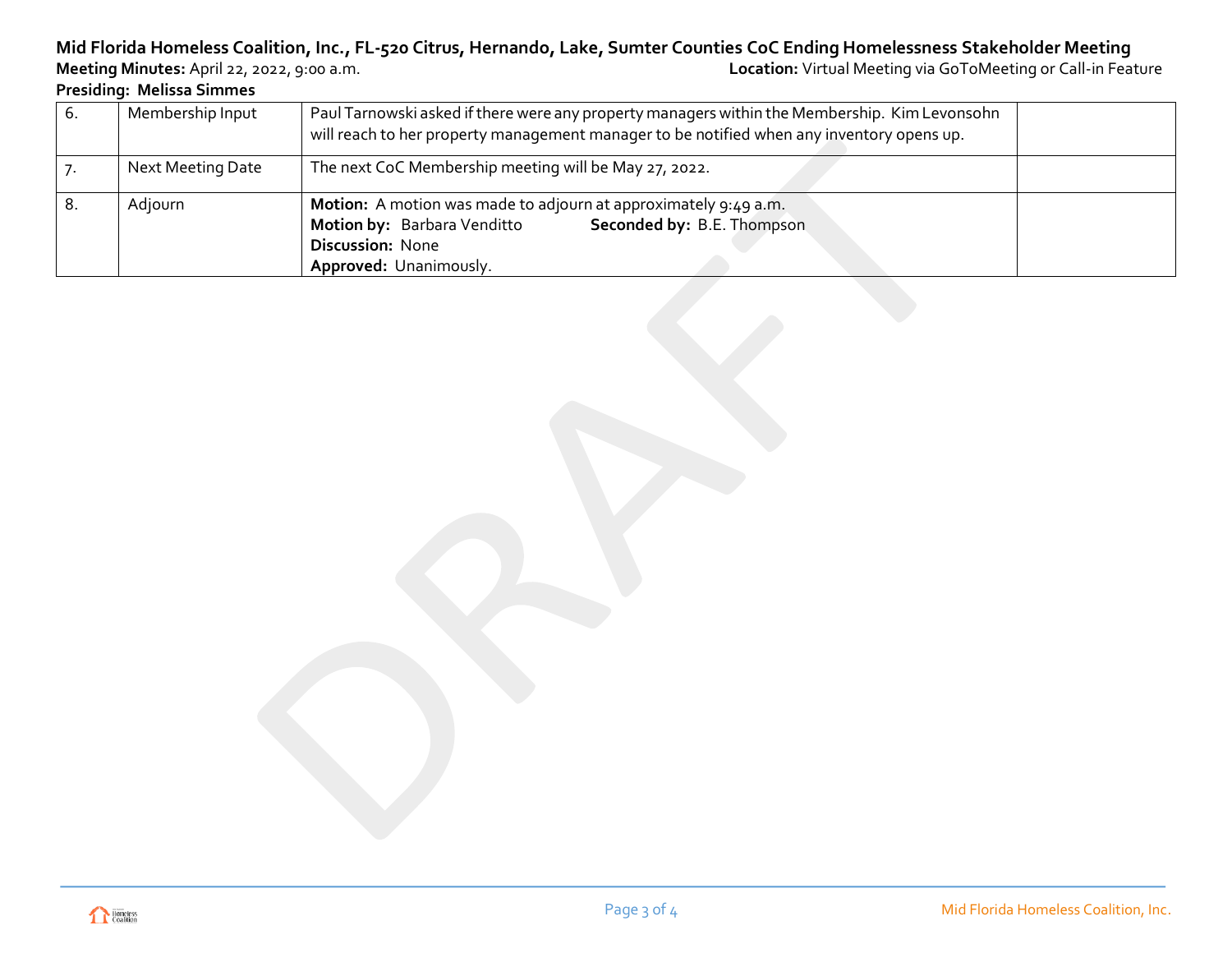**Mid Florida Homeless Coalition, Inc., FL-520 Citrus, Hernando, Lake, Sumter Counties CoC Ending Homelessness Stakeholder Meeting**
**Meeting Minutes:** April 22, 2022, 9:00 a.m. **Location:** Virtual Meeting via GoToMeeting or Call-in Feature
**Presiding: Melissa Simmes**

| | | | |
|---|---|---|---|
| 6. | Membership Input | Paul Tarnowski asked if there were any property managers within the Membership. Kim Levonsohn will reach to her property management manager to be notified when any inventory opens up. | |
| 7. | Next Meeting Date | The next CoC Membership meeting will be May 27, 2022. | |
| 8. | Adjourn | **Motion:** A motion was made to adjourn at approximately 9:49 a.m.<br>**Motion by:** Barbara Venditto **Seconded by:** B.E. Thompson<br>**Discussion:** None<br>**Approved:** Unanimously. | |

DRAFT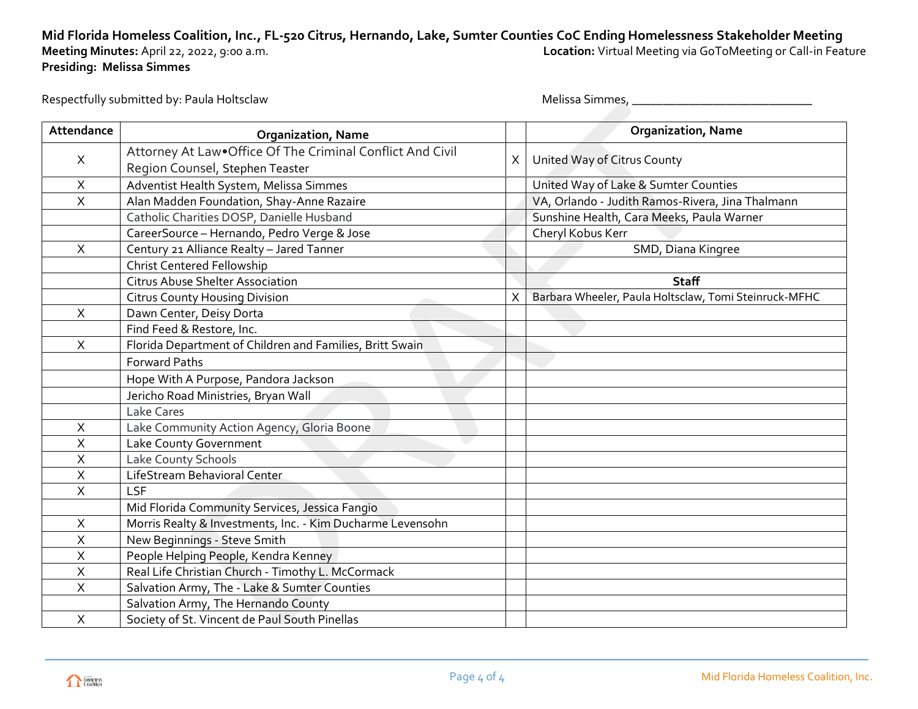**Mid Florida Homeless Coalition, Inc., FL-520 Citrus, Hernando, Lake, Sumter Counties CoC Ending Homelessness Stakeholder Meeting**

**Meeting Minutes:** April 22, 2022, 9:00 a.m.

**Location:** Virtual Meeting via GoToMeeting or Call-in Feature

**Presiding: Melissa Simmes**

Respectfully submitted by: Paula Holtsclaw

Melissa Simmes, ______________________________

| Attendance | Organization, Name | | Organization, Name |
|---|---|---|---|
| X | Attorney At Law•Office Of The Criminal Conflict And Civil Region Counsel, Stephen Teaster | X | United Way of Citrus County |
| X | Adventist Health System, Melissa Simmes | | United Way of Lake & Sumter Counties |
| X | Alan Madden Foundation, Shay-Anne Razaire | | VA, Orlando - Judith Ramos-Rivera, Jina Thalmann |
| | Catholic Charities DOSP, Danielle Husband | | Sunshine Health, Cara Meeks, Paula Warner |
| | CareerSource – Hernando, Pedro Verge & Jose | | Cheryl Kobus Kerr |
| X | Century 21 Alliance Realty – Jared Tanner | | SMD, Diana Kingree |
| | Christ Centered Fellowship | | |
| | Citrus Abuse Shelter Association | | **Staff** |
| | Citrus County Housing Division | X | Barbara Wheeler, Paula Holtsclaw, Tomi Steinruck-MFHC |
| X | Dawn Center, Deisy Dorta | | |
| | Find Feed & Restore, Inc. | | |
| X | Florida Department of Children and Families, Britt Swain | | |
| | Forward Paths | | |
| | Hope With A Purpose, Pandora Jackson | | |
| | Jericho Road Ministries, Bryan Wall | | |
| | Lake Cares | | |
| X | Lake Community Action Agency, Gloria Boone | | |
| X | Lake County Government | | |
| X | Lake County Schools | | |
| X | LifeStream Behavioral Center | | |
| X | LSF | | |
| | Mid Florida Community Services, Jessica Fangio | | |
| X | Morris Realty & Investments, Inc. - Kim Ducharme Levensohn | | |
| X | New Beginnings - Steve Smith | | |
| X | People Helping People, Kendra Kenney | | |
| X | Real Life Christian Church - Timothy L. McCormack | | |
| X | Salvation Army, The - Lake & Sumter Counties | | |
| | Salvation Army, The Hernando County | | |
| X | Society of St. Vincent de Paul South Pinellas | | |